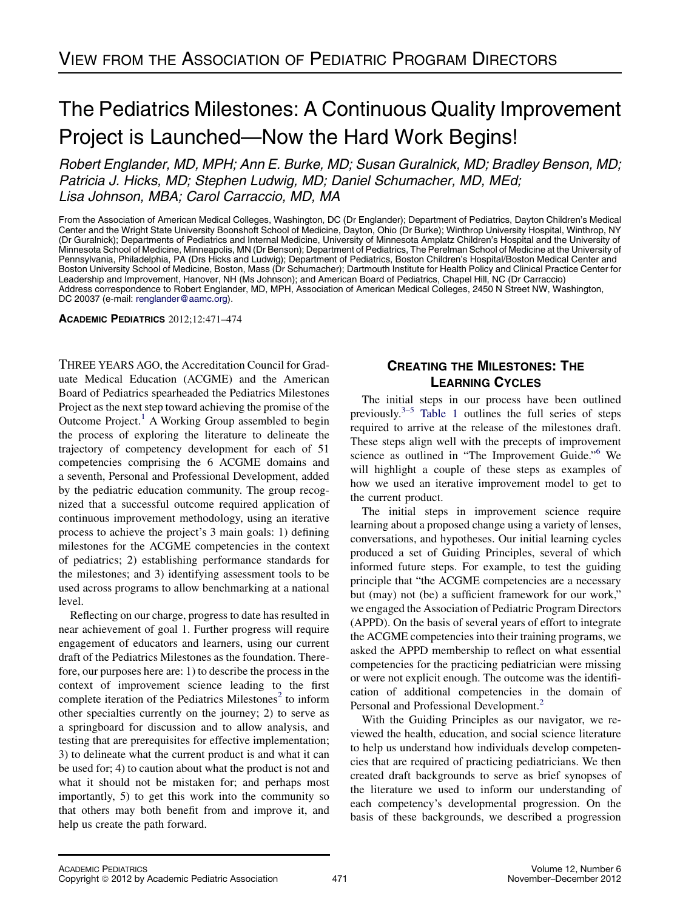# View from the Association of Pediatric Program Directors

# The Pediatrics Milestones: A Continuous Quality Improvement Project is Launched—Now the Hard Work Begins!

*Robert Englander, MD, MPH; Ann E. Burke, MD; Susan Guralnick, MD; Bradley Benson, MD; Patricia J. Hicks, MD; Stephen Ludwig, MD; Daniel Schumacher, MD, MEd; Lisa Johnson, MBA; Carol Carraccio, MD, MA*

From the Association of American Medical Colleges, Washington, DC (Dr Englander); Department of Pediatrics, Dayton Children's Medical Center and the Wright State University Boonshoft School of Medicine, Dayton, Ohio (Dr Burke); Winthrop University Hospital, Winthrop, NY (Dr Guralnick); Departments of Pediatrics and Internal Medicine, University of Minnesota Amplatz Children's Hospital and the University of Minnesota School of Medicine, Minneapolis, MN (Dr Benson); Department of Pediatrics, The Perelman School of Medicine at the University of Pennsylvania, Philadelphia, PA (Drs Hicks and Ludwig); Department of Pediatrics, Boston Children's Hospital/Boston Medical Center and Boston University School of Medicine, Boston, Mass (Dr Schumacher); Dartmouth Institute for Health Policy and Clinical Practice Center for Leadership and Improvement, Hanover, NH (Ms Johnson); and American Board of Pediatrics, Chapel Hill, NC (Dr Carraccio)

Address correspondence to Robert Englander, MD, MPH, Association of American Medical Colleges, 2450 N Street NW, Washington, DC 20037 (e-mail: renglander@aamc.org).

**Academic Pediatrics** 2012;12:471–474

THREE YEARS AGO, the Accreditation Council for Graduate Medical Education (ACGME) and the American Board of Pediatrics spearheaded the Pediatrics Milestones Project as the next step toward achieving the promise of the Outcome Project.[1] A Working Group assembled to begin the process of exploring the literature to delineate the trajectory of competency development for each of 51 competencies comprising the 6 ACGME domains and a seventh, Personal and Professional Development, added by the pediatric education community. The group recognized that a successful outcome required application of continuous improvement methodology, using an iterative process to achieve the project's 3 main goals: 1) defining milestones for the ACGME competencies in the context of pediatrics; 2) establishing performance standards for the milestones; and 3) identifying assessment tools to be used across programs to allow benchmarking at a national level.

Reflecting on our charge, progress to date has resulted in near achievement of goal 1. Further progress will require engagement of educators and learners, using our current draft of the Pediatrics Milestones as the foundation. Therefore, our purposes here are: 1) to describe the process in the context of improvement science leading to the first complete iteration of the Pediatrics Milestones[2] to inform other specialties currently on the journey; 2) to serve as a springboard for discussion and to allow analysis, and testing that are prerequisites for effective implementation; 3) to delineate what the current product is and what it can be used for; 4) to caution about what the product is not and what it should not be mistaken for; and perhaps most importantly, 5) to get this work into the community so that others may both benefit from and improve it, and help us create the path forward.

## Creating the Milestones: The Learning Cycles

The initial steps in our process have been outlined previously.[3–5] Table 1 outlines the full series of steps required to arrive at the release of the milestones draft. These steps align well with the precepts of improvement science as outlined in "The Improvement Guide."[6] We will highlight a couple of these steps as examples of how we used an iterative improvement model to get to the current product.

The initial steps in improvement science require learning about a proposed change using a variety of lenses, conversations, and hypotheses. Our initial learning cycles produced a set of Guiding Principles, several of which informed future steps. For example, to test the guiding principle that "the ACGME competencies are a necessary but (may) not (be) a sufficient framework for our work," we engaged the Association of Pediatric Program Directors (APPD). On the basis of several years of effort to integrate the ACGME competencies into their training programs, we asked the APPD membership to reflect on what essential competencies for the practicing pediatrician were missing or were not explicit enough. The outcome was the identification of additional competencies in the domain of Personal and Professional Development.[2]

With the Guiding Principles as our navigator, we reviewed the health, education, and social science literature to help us understand how individuals develop competencies that are required of practicing pediatricians. We then created draft backgrounds to serve as brief synopses of the literature we used to inform our understanding of each competency's developmental progression. On the basis of these backgrounds, we described a progression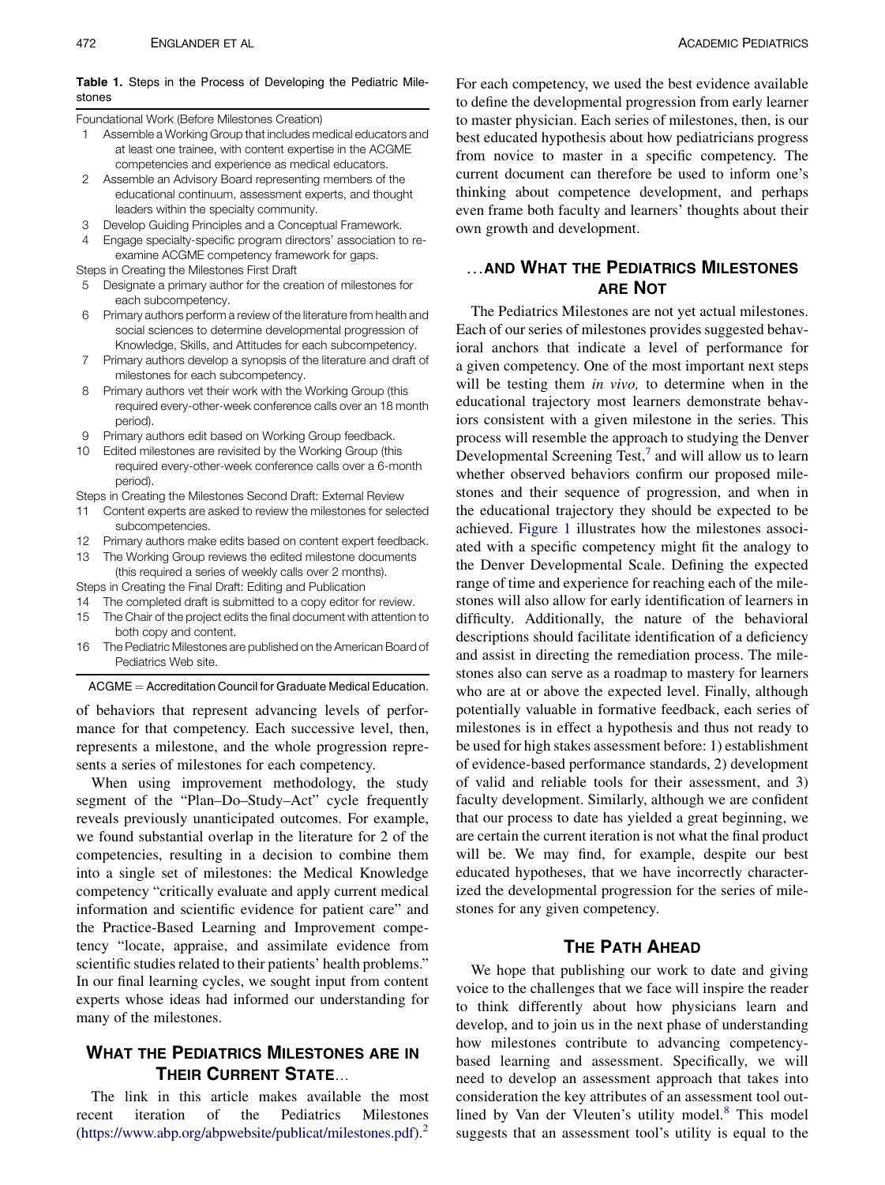**Table 1.** Steps in the Process of Developing the Pediatric Milestones

| | |
|---|---|
| Foundational Work (Before Milestones Creation) | |
| 1 | Assemble a Working Group that includes medical educators and at least one trainee, with content expertise in the ACGME competencies and experience as medical educators. |
| 2 | Assemble an Advisory Board representing members of the educational continuum, assessment experts, and thought leaders within the specialty community. |
| 3 | Develop Guiding Principles and a Conceptual Framework. |
| 4 | Engage specialty-specific program directors' association to re-examine ACGME competency framework for gaps. |
| Steps in Creating the Milestones First Draft | |
| 5 | Designate a primary author for the creation of milestones for each subcompetency. |
| 6 | Primary authors perform a review of the literature from health and social sciences to determine developmental progression of Knowledge, Skills, and Attitudes for each subcompetency. |
| 7 | Primary authors develop a synopsis of the literature and draft of milestones for each subcompetency. |
| 8 | Primary authors vet their work with the Working Group (this required every-other-week conference calls over an 18 month period). |
| 9 | Primary authors edit based on Working Group feedback. |
| 10 | Edited milestones are revisited by the Working Group (this required every-other-week conference calls over a 6-month period). |
| Steps in Creating the Milestones Second Draft: External Review | |
| 11 | Content experts are asked to review the milestones for selected subcompetencies. |
| 12 | Primary authors make edits based on content expert feedback. |
| 13 | The Working Group reviews the edited milestone documents (this required a series of weekly calls over 2 months). |
| Steps in Creating the Final Draft: Editing and Publication | |
| 14 | The completed draft is submitted to a copy editor for review. |
| 15 | The Chair of the project edits the final document with attention to both copy and content. |
| 16 | The Pediatric Milestones are published on the American Board of Pediatrics Web site. |

ACGME = Accreditation Council for Graduate Medical Education.

of behaviors that represent advancing levels of performance for that competency. Each successive level, then, represents a milestone, and the whole progression represents a series of milestones for each competency.

When using improvement methodology, the study segment of the "Plan–Do–Study–Act" cycle frequently reveals previously unanticipated outcomes. For example, we found substantial overlap in the literature for 2 of the competencies, resulting in a decision to combine them into a single set of milestones: the Medical Knowledge competency "critically evaluate and apply current medical information and scientific evidence for patient care" and the Practice-Based Learning and Improvement competency "locate, appraise, and assimilate evidence from scientific studies related to their patients' health problems." In our final learning cycles, we sought input from content experts whose ideas had informed our understanding for many of the milestones.

## What the Pediatrics Milestones Are in Their Current State…

The link in this article makes available the most recent iteration of the Pediatrics Milestones (https://www.abp.org/abpwebsite/publicat/milestones.pdf).[2] For each competency, we used the best evidence available to define the developmental progression from early learner to master physician. Each series of milestones, then, is our best educated hypothesis about how pediatricians progress from novice to master in a specific competency. The current document can therefore be used to inform one's thinking about competence development, and perhaps even frame both faculty and learners' thoughts about their own growth and development.

## …and What the Pediatrics Milestones Are Not

The Pediatrics Milestones are not yet actual milestones. Each of our series of milestones provides suggested behavioral anchors that indicate a level of performance for a given competency. One of the most important next steps will be testing them *in vivo,* to determine when in the educational trajectory most learners demonstrate behaviors consistent with a given milestone in the series. This process will resemble the approach to studying the Denver Developmental Screening Test,[7] and will allow us to learn whether observed behaviors confirm our proposed milestones and their sequence of progression, and when in the educational trajectory they should be expected to be achieved. Figure 1 illustrates how the milestones associated with a specific competency might fit the analogy to the Denver Developmental Scale. Defining the expected range of time and experience for reaching each of the milestones will also allow for early identification of learners in difficulty. Additionally, the nature of the behavioral descriptions should facilitate identification of a deficiency and assist in directing the remediation process. The milestones also can serve as a roadmap to mastery for learners who are at or above the expected level. Finally, although potentially valuable in formative feedback, each series of milestones is in effect a hypothesis and thus not ready to be used for high stakes assessment before: 1) establishment of evidence-based performance standards, 2) development of valid and reliable tools for their assessment, and 3) faculty development. Similarly, although we are confident that our process to date has yielded a great beginning, we are certain the current iteration is not what the final product will be. We may find, for example, despite our best educated hypotheses, that we have incorrectly characterized the developmental progression for the series of milestones for any given competency.

## The Path Ahead

We hope that publishing our work to date and giving voice to the challenges that we face will inspire the reader to think differently about how physicians learn and develop, and to join us in the next phase of understanding how milestones contribute to advancing competency-based learning and assessment. Specifically, we will need to develop an assessment approach that takes into consideration the key attributes of an assessment tool outlined by Van der Vleuten's utility model.[8] This model suggests that an assessment tool's utility is equal to the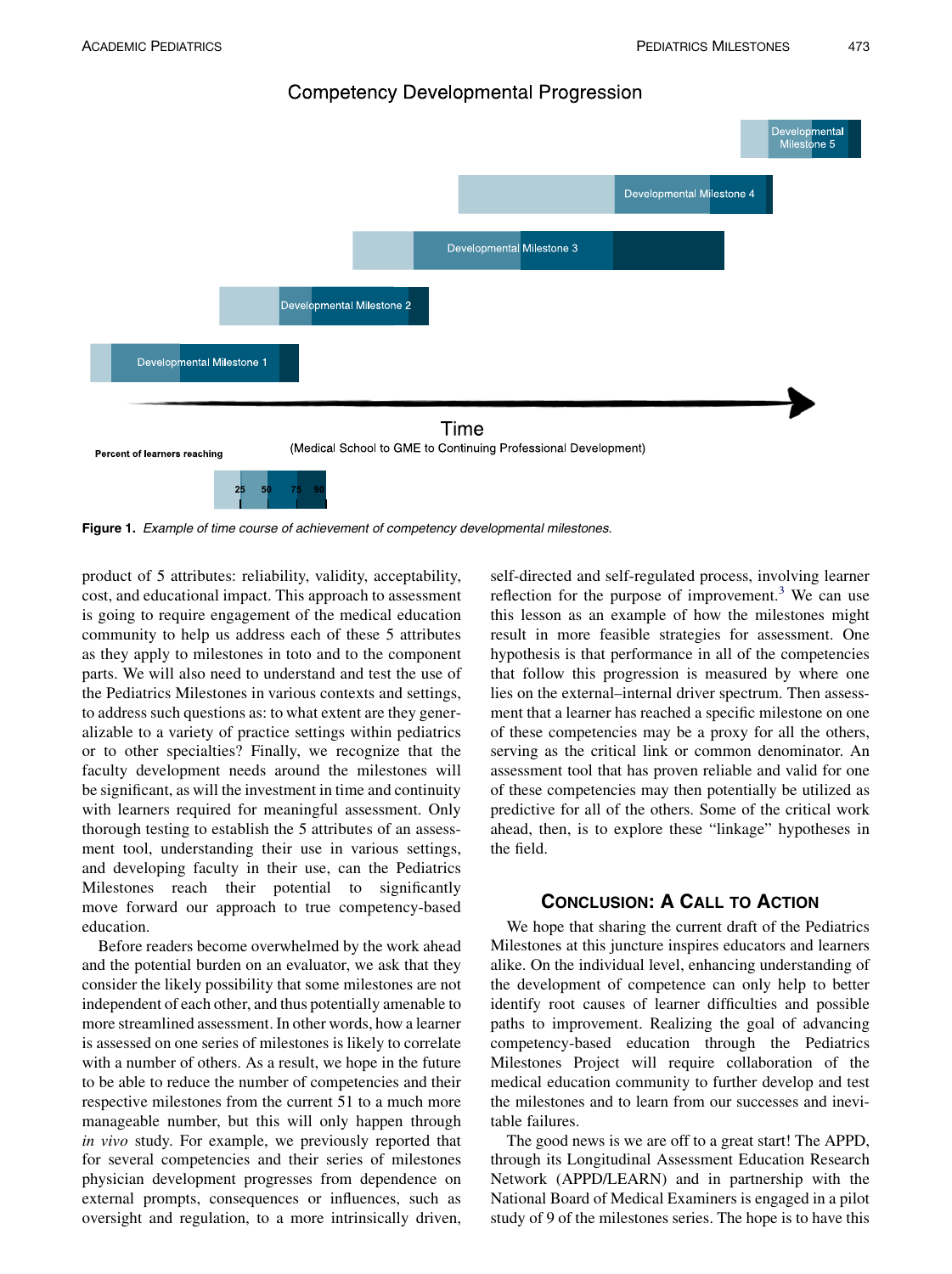Competency Developmental Progression

Developmental Milestone 5

Developmental Milestone 4

Developmental Milestone 3

Developmental Milestone 2

Developmental Milestone 1

Time

(Medical School to GME to Continuing Professional Development)

Percent of learners reaching

25 50 75 90

**Figure 1.** *Example of time course of achievement of competency developmental milestones.*

product of 5 attributes: reliability, validity, acceptability, cost, and educational impact. This approach to assessment is going to require engagement of the medical education community to help us address each of these 5 attributes as they apply to milestones in toto and to the component parts. We will also need to understand and test the use of the Pediatrics Milestones in various contexts and settings, to address such questions as: to what extent are they generalizable to a variety of practice settings within pediatrics or to other specialties? Finally, we recognize that the faculty development needs around the milestones will be significant, as will the investment in time and continuity with learners required for meaningful assessment. Only thorough testing to establish the 5 attributes of an assessment tool, understanding their use in various settings, and developing faculty in their use, can the Pediatrics Milestones reach their potential to significantly move forward our approach to true competency-based education.

Before readers become overwhelmed by the work ahead and the potential burden on an evaluator, we ask that they consider the likely possibility that some milestones are not independent of each other, and thus potentially amenable to more streamlined assessment. In other words, how a learner is assessed on one series of milestones is likely to correlate with a number of others. As a result, we hope in the future to be able to reduce the number of competencies and their respective milestones from the current 51 to a much more manageable number, but this will only happen through *in vivo* study. For example, we previously reported that for several competencies and their series of milestones physician development progresses from dependence on external prompts, consequences or influences, such as oversight and regulation, to a more intrinsically driven, self-directed and self-regulated process, involving learner reflection for the purpose of improvement.[3] We can use this lesson as an example of how the milestones might result in more feasible strategies for assessment. One hypothesis is that performance in all of the competencies that follow this progression is measured by where one lies on the external–internal driver spectrum. Then assessment that a learner has reached a specific milestone on one of these competencies may be a proxy for all the others, serving as the critical link or common denominator. An assessment tool that has proven reliable and valid for one of these competencies may then potentially be utilized as predictive for all of the others. Some of the critical work ahead, then, is to explore these "linkage" hypotheses in the field.

## Conclusion: A Call to Action

We hope that sharing the current draft of the Pediatrics Milestones at this juncture inspires educators and learners alike. On the individual level, enhancing understanding of the development of competence can only help to better identify root causes of learner difficulties and possible paths to improvement. Realizing the goal of advancing competency-based education through the Pediatrics Milestones Project will require collaboration of the medical education community to further develop and test the milestones and to learn from our successes and inevitable failures.

The good news is we are off to a great start! The APPD, through its Longitudinal Assessment Education Research Network (APPD/LEARN) and in partnership with the National Board of Medical Examiners is engaged in a pilot study of 9 of the milestones series. The hope is to have this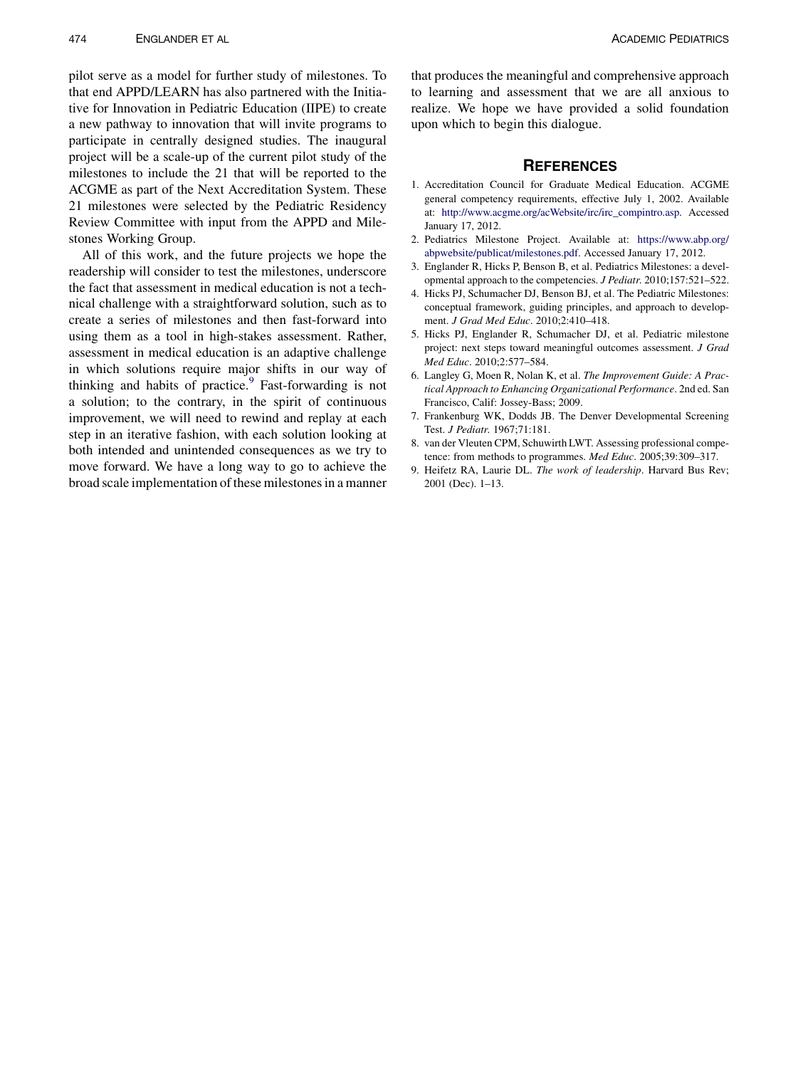pilot serve as a model for further study of milestones. To that end APPD/LEARN has also partnered with the Initiative for Innovation in Pediatric Education (IIPE) to create a new pathway to innovation that will invite programs to participate in centrally designed studies. The inaugural project will be a scale-up of the current pilot study of the milestones to include the 21 that will be reported to the ACGME as part of the Next Accreditation System. These 21 milestones were selected by the Pediatric Residency Review Committee with input from the APPD and Milestones Working Group.

All of this work, and the future projects we hope the readership will consider to test the milestones, underscore the fact that assessment in medical education is not a technical challenge with a straightforward solution, such as to create a series of milestones and then fast-forward into using them as a tool in high-stakes assessment. Rather, assessment in medical education is an adaptive challenge in which solutions require major shifts in our way of thinking and habits of practice.[9] Fast-forwarding is not a solution; to the contrary, in the spirit of continuous improvement, we will need to rewind and replay at each step in an iterative fashion, with each solution looking at both intended and unintended consequences as we try to move forward. We have a long way to go to achieve the broad scale implementation of these milestones in a manner that produces the meaningful and comprehensive approach to learning and assessment that we are all anxious to realize. We hope we have provided a solid foundation upon which to begin this dialogue.

## References

1. Accreditation Council for Graduate Medical Education. ACGME general competency requirements, effective July 1, 2002. Available at: http://www.acgme.org/acWebsite/irc/irc_compintro.asp. Accessed January 17, 2012.
2. Pediatrics Milestone Project. Available at: https://www.abp.org/abpwebsite/publicat/milestones.pdf. Accessed January 17, 2012.
3. Englander R, Hicks P, Benson B, et al. Pediatrics Milestones: a developmental approach to the competencies. *J Pediatr.* 2010;157:521–522.
4. Hicks PJ, Schumacher DJ, Benson BJ, et al. The Pediatric Milestones: conceptual framework, guiding principles, and approach to development. *J Grad Med Educ*. 2010;2:410–418.
5. Hicks PJ, Englander R, Schumacher DJ, et al. Pediatric milestone project: next steps toward meaningful outcomes assessment. *J Grad Med Educ*. 2010;2:577–584.
6. Langley G, Moen R, Nolan K, et al. *The Improvement Guide: A Practical Approach to Enhancing Organizational Performance*. 2nd ed. San Francisco, Calif: Jossey-Bass; 2009.
7. Frankenburg WK, Dodds JB. The Denver Developmental Screening Test. *J Pediatr.* 1967;71:181.
8. van der Vleuten CPM, Schuwirth LWT. Assessing professional competence: from methods to programmes. *Med Educ*. 2005;39:309–317.
9. Heifetz RA, Laurie DL. *The work of leadership*. Harvard Bus Rev; 2001 (Dec). 1–13.